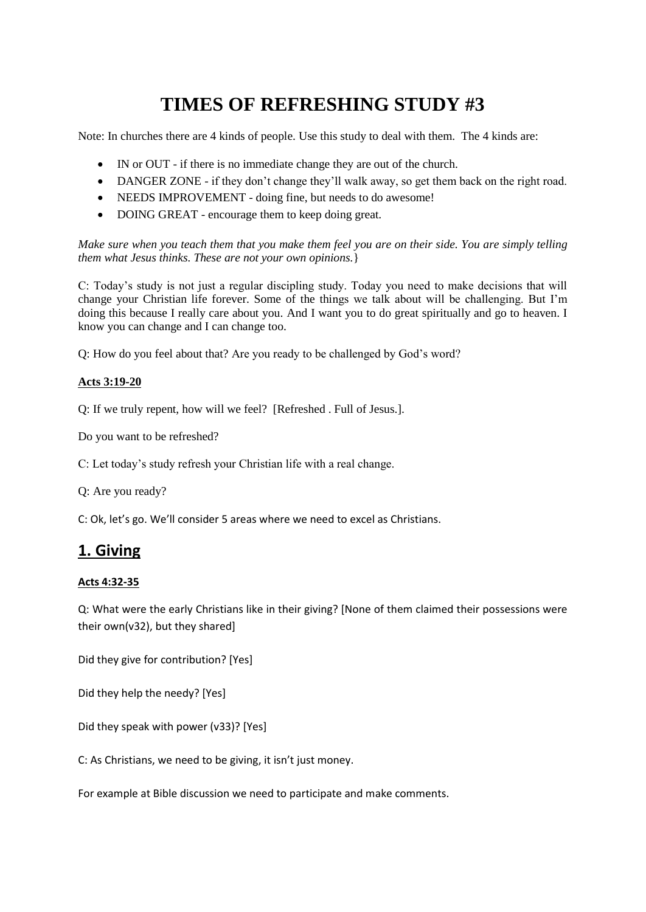# TIMES OF REFRESHING STUDY #3

Note: In churches there are 4 kinds of people. Use this study to deal with them. The 4 kinds are:

- IN or OUT - if there is no immediate change they are out of the church.
- DANGER ZONE - if they don't change they'll walk away, so get them back on the right road.
- NEEDS IMPROVEMENT - doing fine, but needs to do awesome!
- DOING GREAT - encourage them to keep doing great.

*Make sure when you teach them that you make them feel you are on their side. You are simply telling them what Jesus thinks. These are not your own opinions.*}

C: Today's study is not just a regular discipling study. Today you need to make decisions that will change your Christian life forever. Some of the things we talk about will be challenging. But I'm doing this because I really care about you. And I want you to do great spiritually and go to heaven. I know you can change and I can change too.

Q: How do you feel about that? Are you ready to be challenged by God's word?

**Acts 3:19-20**

Q: If we truly repent, how will we feel? [Refreshed . Full of Jesus.].

Do you want to be refreshed?

C: Let today's study refresh your Christian life with a real change.

Q: Are you ready?

C: Ok, let's go. We'll consider 5 areas where we need to excel as Christians.

## 1. Giving

**Acts 4:32-35**

Q: What were the early Christians like in their giving? [None of them claimed their possessions were their own(v32), but they shared]

Did they give for contribution? [Yes]

Did they help the needy? [Yes]

Did they speak with power (v33)? [Yes]

C: As Christians, we need to be giving, it isn't just money.

For example at Bible discussion we need to participate and make comments.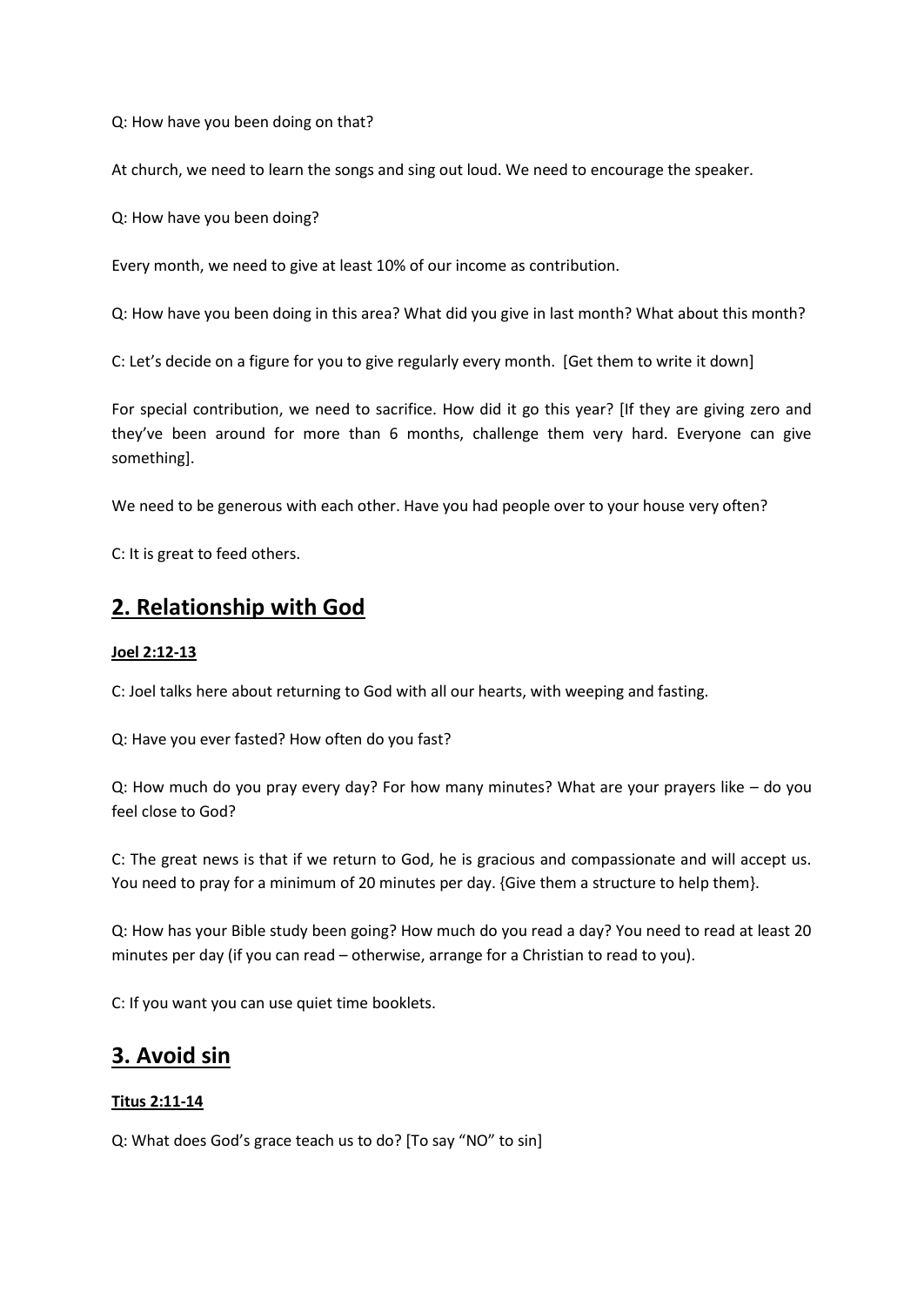Q: How have you been doing on that?

At church, we need to learn the songs and sing out loud. We need to encourage the speaker.

Q: How have you been doing?

Every month, we need to give at least 10% of our income as contribution.

Q: How have you been doing in this area? What did you give in last month? What about this month?

C: Let's decide on a figure for you to give regularly every month. [Get them to write it down]

For special contribution, we need to sacrifice. How did it go this year? [If they are giving zero and they've been around for more than 6 months, challenge them very hard. Everyone can give something].

We need to be generous with each other. Have you had people over to your house very often?

C: It is great to feed others.

## 2. Relationship with God

**Joel 2:12-13**

C: Joel talks here about returning to God with all our hearts, with weeping and fasting.

Q: Have you ever fasted? How often do you fast?

Q: How much do you pray every day? For how many minutes? What are your prayers like – do you feel close to God?

C: The great news is that if we return to God, he is gracious and compassionate and will accept us. You need to pray for a minimum of 20 minutes per day. {Give them a structure to help them}.

Q: How has your Bible study been going? How much do you read a day? You need to read at least 20 minutes per day (if you can read – otherwise, arrange for a Christian to read to you).

C: If you want you can use quiet time booklets.

## 3. Avoid sin

**Titus 2:11-14**

Q: What does God's grace teach us to do? [To say "NO" to sin]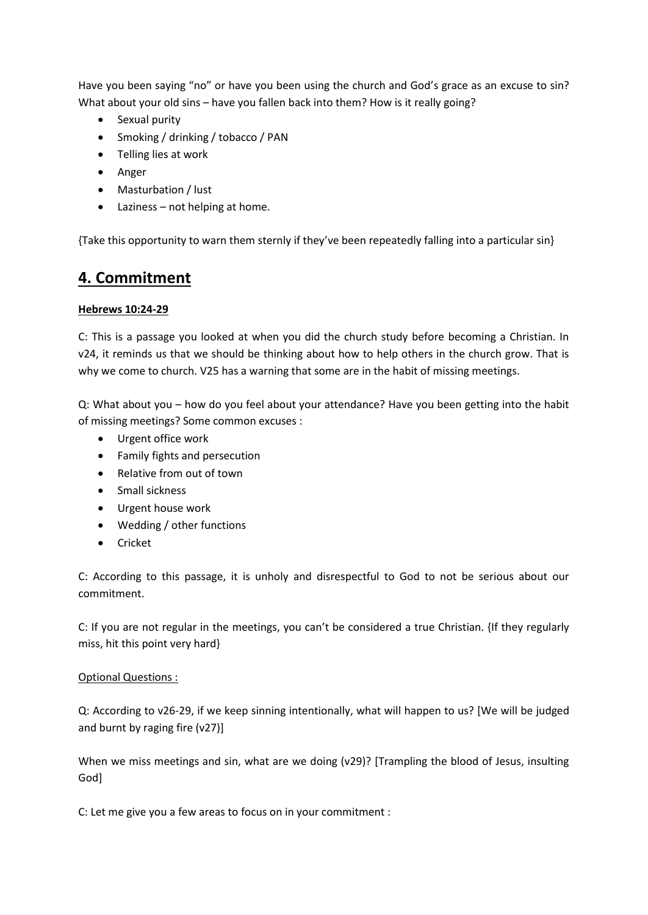Have you been saying "no" or have you been using the church and God's grace as an excuse to sin? What about your old sins – have you fallen back into them? How is it really going?

- Sexual purity
- Smoking / drinking / tobacco / PAN
- Telling lies at work
- Anger
- Masturbation / lust
- Laziness – not helping at home.

{Take this opportunity to warn them sternly if they've been repeatedly falling into a particular sin}

## 4. Commitment

**Hebrews 10:24-29**

C: This is a passage you looked at when you did the church study before becoming a Christian. In v24, it reminds us that we should be thinking about how to help others in the church grow. That is why we come to church. V25 has a warning that some are in the habit of missing meetings.

Q: What about you – how do you feel about your attendance? Have you been getting into the habit of missing meetings? Some common excuses :

- Urgent office work
- Family fights and persecution
- Relative from out of town
- Small sickness
- Urgent house work
- Wedding / other functions
- Cricket

C: According to this passage, it is unholy and disrespectful to God to not be serious about our commitment.

C: If you are not regular in the meetings, you can't be considered a true Christian. {If they regularly miss, hit this point very hard}

Optional Questions :

Q: According to v26-29, if we keep sinning intentionally, what will happen to us? [We will be judged and burnt by raging fire (v27)]

When we miss meetings and sin, what are we doing (v29)? [Trampling the blood of Jesus, insulting God]

C: Let me give you a few areas to focus on in your commitment :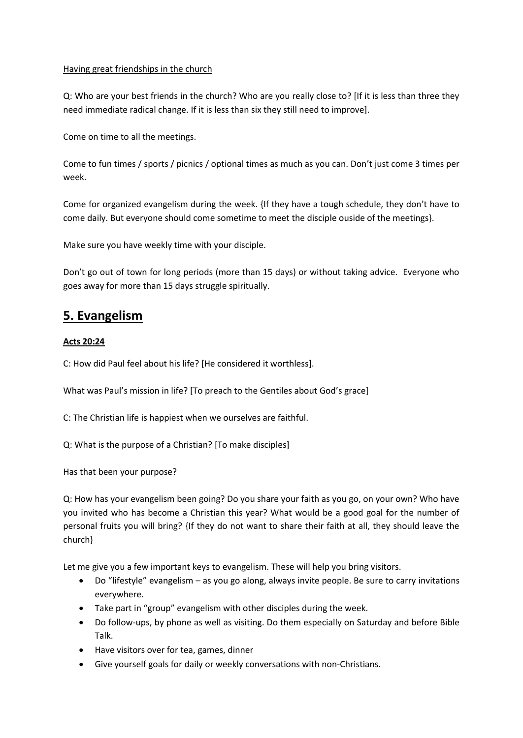Having great friendships in the church

Q: Who are your best friends in the church? Who are you really close to? [If it is less than three they need immediate radical change. If it is less than six they still need to improve].

Come on time to all the meetings.

Come to fun times / sports / picnics / optional times as much as you can. Don't just come 3 times per week.

Come for organized evangelism during the week. {If they have a tough schedule, they don't have to come daily. But everyone should come sometime to meet the disciple ouside of the meetings}.

Make sure you have weekly time with your disciple.

Don't go out of town for long periods (more than 15 days) or without taking advice. Everyone who goes away for more than 15 days struggle spiritually.

## 5. Evangelism

**Acts 20:24**

C: How did Paul feel about his life? [He considered it worthless].

What was Paul's mission in life? [To preach to the Gentiles about God's grace]

C: The Christian life is happiest when we ourselves are faithful.

Q: What is the purpose of a Christian? [To make disciples]

Has that been your purpose?

Q: How has your evangelism been going? Do you share your faith as you go, on your own? Who have you invited who has become a Christian this year? What would be a good goal for the number of personal fruits you will bring? {If they do not want to share their faith at all, they should leave the church}

Let me give you a few important keys to evangelism. These will help you bring visitors.

- Do "lifestyle" evangelism – as you go along, always invite people. Be sure to carry invitations everywhere.
- Take part in "group" evangelism with other disciples during the week.
- Do follow-ups, by phone as well as visiting. Do them especially on Saturday and before Bible Talk.
- Have visitors over for tea, games, dinner
- Give yourself goals for daily or weekly conversations with non-Christians.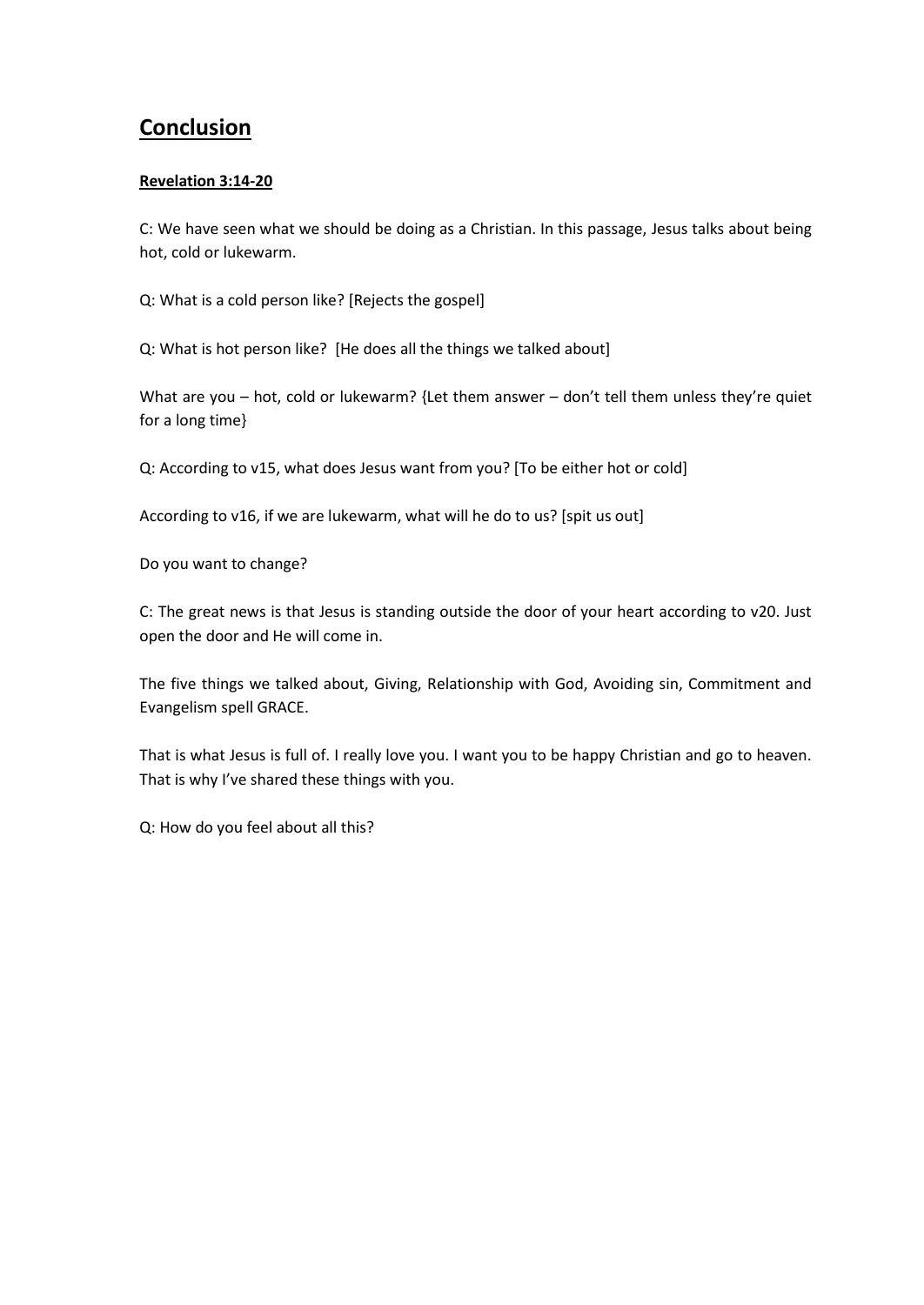# Conclusion

**Revelation 3:14-20**

C: We have seen what we should be doing as a Christian. In this passage, Jesus talks about being hot, cold or lukewarm.

Q: What is a cold person like? [Rejects the gospel]

Q: What is hot person like? [He does all the things we talked about]

What are you – hot, cold or lukewarm? {Let them answer – don't tell them unless they're quiet for a long time}

Q: According to v15, what does Jesus want from you? [To be either hot or cold]

According to v16, if we are lukewarm, what will he do to us? [spit us out]

Do you want to change?

C: The great news is that Jesus is standing outside the door of your heart according to v20. Just open the door and He will come in.

The five things we talked about, Giving, Relationship with God, Avoiding sin, Commitment and Evangelism spell GRACE.

That is what Jesus is full of. I really love you. I want you to be happy Christian and go to heaven. That is why I've shared these things with you.

Q: How do you feel about all this?